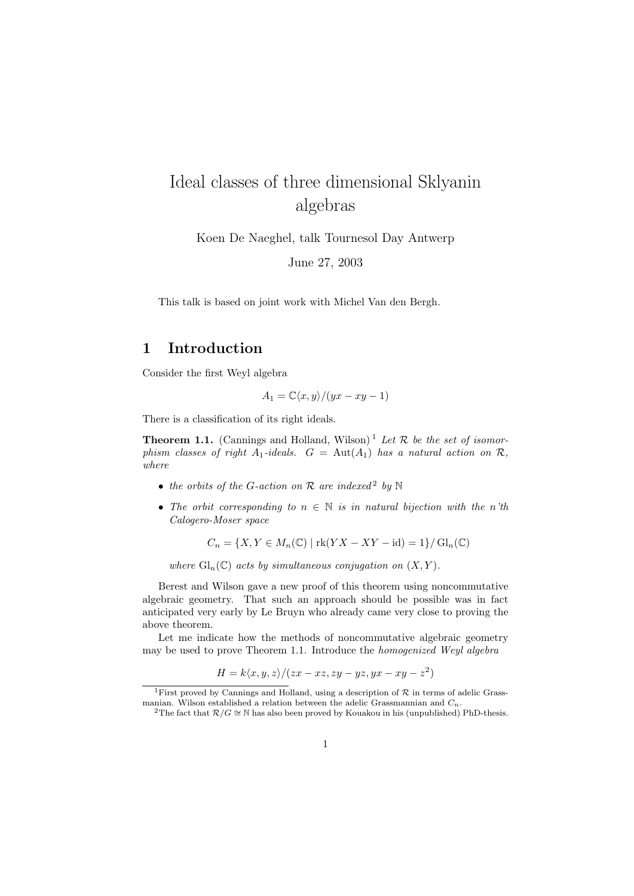# Ideal classes of three dimensional Sklyanin algebras

Koen De Naeghel, talk Tournesol Day Antwerp

June 27, 2003

This talk is based on joint work with Michel Van den Bergh.

## 1 Introduction

Consider the first Weyl algebra

$$A_1 = \mathbb{C}\langle x, y\rangle/(yx - xy - 1)$$

There is a classification of its right ideals.

**Theorem 1.1.** (Cannings and Holland, Wilson)[1] *Let $\mathcal{R}$ be the set of isomorphism classes of right $A_1$-ideals. $G = \operatorname{Aut}(A_1)$ has a natural action on $\mathcal{R}$, where*

- *the orbits of the $G$-action on $\mathcal{R}$ are indexed*[2] *by $\mathbb{N}$*
- *The orbit corresponding to $n \in \mathbb{N}$ is in natural bijection with the n'th Calogero-Moser space*

$$C_n = \{X, Y \in M_n(\mathbb{C}) \mid \operatorname{rk}(YX - XY - \operatorname{id}) = 1\}/\operatorname{Gl}_n(\mathbb{C})$$

*where $\operatorname{Gl}_n(\mathbb{C})$ acts by simultaneous conjugation on $(X, Y)$.*

Berest and Wilson gave a new proof of this theorem using noncommutative algebraic geometry. That such an approach should be possible was in fact anticipated very early by Le Bruyn who already came very close to proving the above theorem.

Let me indicate how the methods of noncommutative algebraic geometry may be used to prove Theorem 1.1. Introduce the *homogenized Weyl algebra*

$$H = k\langle x, y, z\rangle/(zx - xz, zy - yz, yx - xy - z^2)$$

[1] First proved by Cannings and Holland, using a description of $\mathcal{R}$ in terms of adelic Grassmanian. Wilson established a relation between the adelic Grassmannian and $C_n$.

[2] The fact that $\mathcal{R}/G \cong \mathbb{N}$ has also been proved by Kouakou in his (unpublished) PhD-thesis.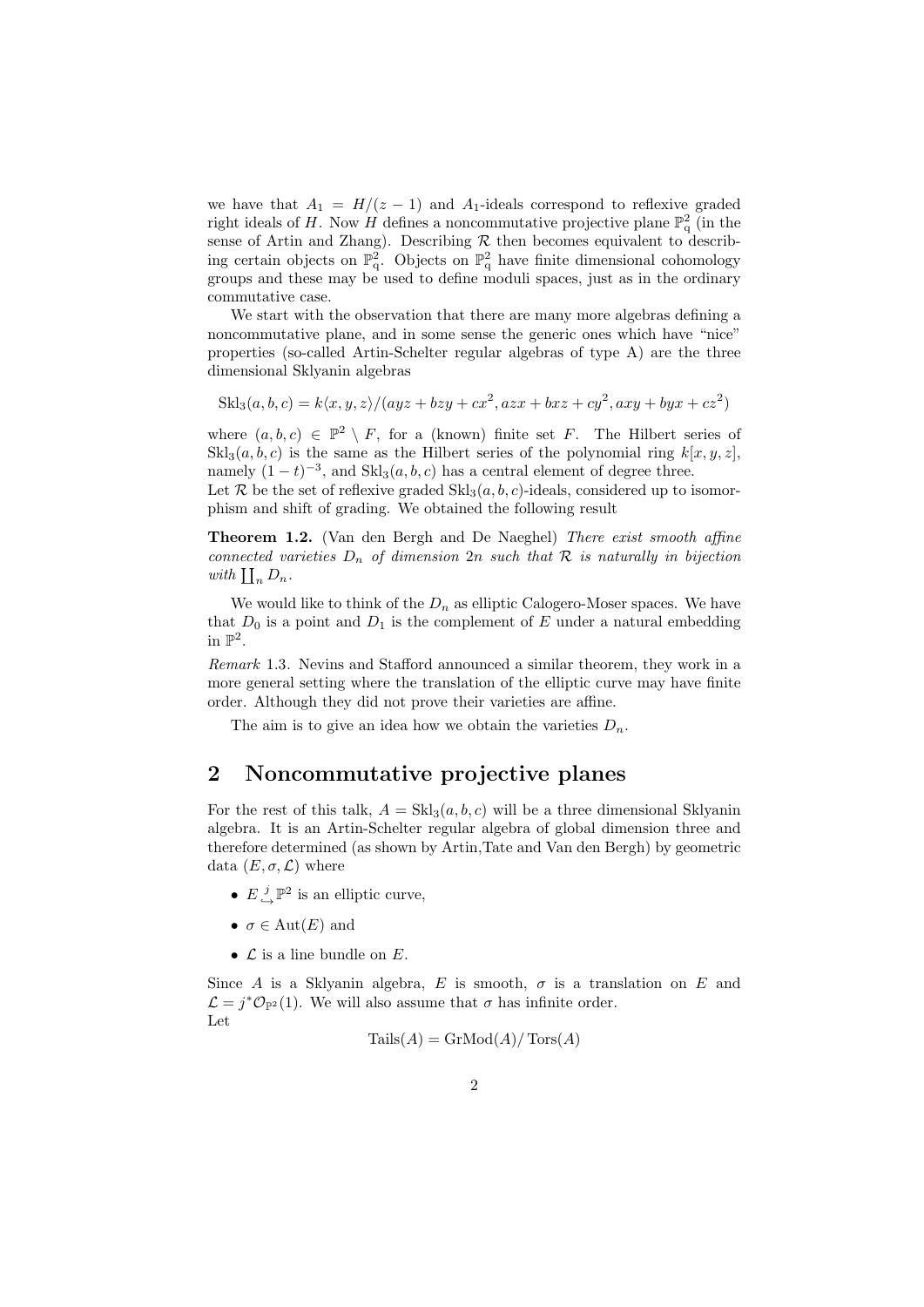we have that $A_1 = H/(z-1)$ and $A_1$-ideals correspond to reflexive graded right ideals of $H$. Now $H$ defines a noncommutative projective plane $\mathbb{P}^2_q$ (in the sense of Artin and Zhang). Describing $\mathcal{R}$ then becomes equivalent to describing certain objects on $\mathbb{P}^2_q$. Objects on $\mathbb{P}^2_q$ have finite dimensional cohomology groups and these may be used to define moduli spaces, just as in the ordinary commutative case.

We start with the observation that there are many more algebras defining a noncommutative plane, and in some sense the generic ones which have "nice" properties (so-called Artin-Schelter regular algebras of type A) are the three dimensional Sklyanin algebras

$$\mathrm{Skl}_3(a,b,c) = k\langle x,y,z\rangle/(ayz+bzy+cx^2, azx+bxz+cy^2, axy+byx+cz^2)$$

where $(a,b,c) \in \mathbb{P}^2 \setminus F$, for a (known) finite set $F$. The Hilbert series of $\mathrm{Skl}_3(a,b,c)$ is the same as the Hilbert series of the polynomial ring $k[x,y,z]$, namely $(1-t)^{-3}$, and $\mathrm{Skl}_3(a,b,c)$ has a central element of degree three.
Let $\mathcal{R}$ be the set of reflexive graded $\mathrm{Skl}_3(a,b,c)$-ideals, considered up to isomorphism and shift of grading. We obtained the following result

**Theorem 1.2.** (Van den Bergh and De Naeghel) *There exist smooth affine connected varieties $D_n$ of dimension $2n$ such that $\mathcal{R}$ is naturally in bijection with $\coprod_n D_n$.*

We would like to think of the $D_n$ as elliptic Calogero-Moser spaces. We have that $D_0$ is a point and $D_1$ is the complement of $E$ under a natural embedding in $\mathbb{P}^2$.

*Remark* 1.3. Nevins and Stafford announced a similar theorem, they work in a more general setting where the translation of the elliptic curve may have finite order. Although they did not prove their varieties are affine.

The aim is to give an idea how we obtain the varieties $D_n$.

## 2 Noncommutative projective planes

For the rest of this talk, $A = \mathrm{Skl}_3(a,b,c)$ will be a three dimensional Sklyanin algebra. It is an Artin-Schelter regular algebra of global dimension three and therefore determined (as shown by Artin,Tate and Van den Bergh) by geometric data $(E, \sigma, \mathcal{L})$ where

- $E \overset{j}{\hookrightarrow} \mathbb{P}^2$ is an elliptic curve,
- $\sigma \in \mathrm{Aut}(E)$ and
- $\mathcal{L}$ is a line bundle on $E$.

Since $A$ is a Sklyanin algebra, $E$ is smooth, $\sigma$ is a translation on $E$ and $\mathcal{L} = j^*\mathcal{O}_{\mathbb{P}^2}(1)$. We will also assume that $\sigma$ has infinite order.
Let

$$\mathrm{Tails}(A) = \mathrm{GrMod}(A)/\mathrm{Tors}(A)$$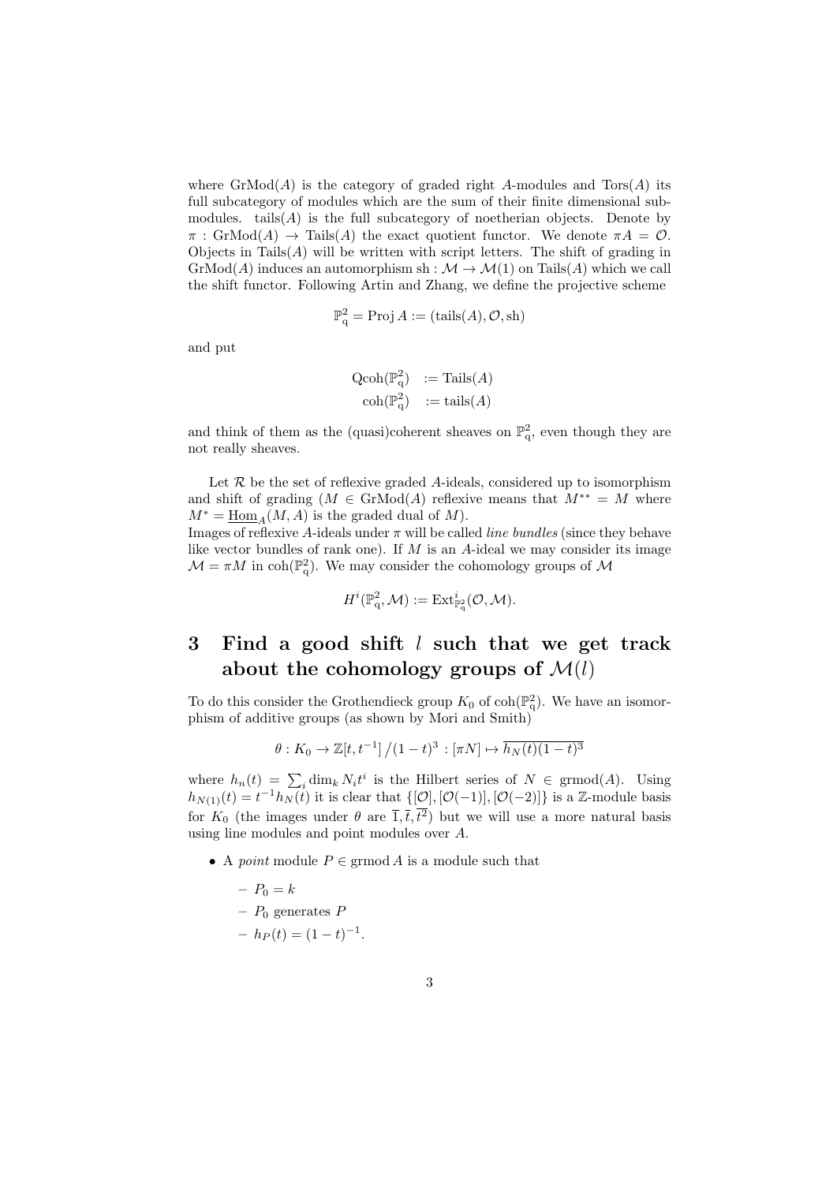where $\mathrm{GrMod}(A)$ is the category of graded right $A$-modules and $\mathrm{Tors}(A)$ its full subcategory of modules which are the sum of their finite dimensional submodules. $\mathrm{tails}(A)$ is the full subcategory of noetherian objects. Denote by $\pi : \mathrm{GrMod}(A) \to \mathrm{Tails}(A)$ the exact quotient functor. We denote $\pi A = \mathcal{O}$. Objects in $\mathrm{Tails}(A)$ will be written with script letters. The shift of grading in $\mathrm{GrMod}(A)$ induces an automorphism $\mathrm{sh} : \mathcal{M} \to \mathcal{M}(1)$ on $\mathrm{Tails}(A)$ which we call the shift functor. Following Artin and Zhang, we define the projective scheme

$$\mathbb{P}^2_{\mathrm{q}} = \mathrm{Proj}\, A := (\mathrm{tails}(A), \mathcal{O}, \mathrm{sh})$$

and put

$$\begin{aligned} \mathrm{Qcoh}(\mathbb{P}^2_{\mathrm{q}}) &:= \mathrm{Tails}(A) \\ \mathrm{coh}(\mathbb{P}^2_{\mathrm{q}}) &:= \mathrm{tails}(A) \end{aligned}$$

and think of them as the (quasi)coherent sheaves on $\mathbb{P}^2_{\mathrm{q}}$, even though they are not really sheaves.

Let $\mathcal{R}$ be the set of reflexive graded $A$-ideals, considered up to isomorphism and shift of grading ($M \in \mathrm{GrMod}(A)$ reflexive means that $M^{**} = M$ where $M^* = \underline{\mathrm{Hom}}_A(M, A)$ is the graded dual of $M$).
Images of reflexive $A$-ideals under $\pi$ will be called *line bundles* (since they behave like vector bundles of rank one). If $M$ is an $A$-ideal we may consider its image $\mathcal{M} = \pi M$ in $\mathrm{coh}(\mathbb{P}^2_{\mathrm{q}})$. We may consider the cohomology groups of $\mathcal{M}$

$$H^i(\mathbb{P}^2_{\mathrm{q}}, \mathcal{M}) := \mathrm{Ext}^i_{\mathbb{P}^2_{\mathrm{q}}}(\mathcal{O}, \mathcal{M}).$$

# 3 Find a good shift $l$ such that we get track about the cohomology groups of $\mathcal{M}(l)$

To do this consider the Grothendieck group $K_0$ of $\mathrm{coh}(\mathbb{P}^2_{\mathrm{q}})$. We have an isomorphism of additive groups (as shown by Mori and Smith)

$$\theta : K_0 \to \mathbb{Z}[t, t^{-1}] \,/ (1-t)^3 : [\pi N] \mapsto \overline{h_N(t)(1-t)^3}$$

where $h_n(t) = \sum_i \dim_k N_i t^i$ is the Hilbert series of $N \in \mathrm{grmod}(A)$. Using $h_{N(1)}(t) = t^{-1} h_N(t)$ it is clear that $\{[\mathcal{O}], [\mathcal{O}(-1)], [\mathcal{O}(-2)]\}$ is a $\mathbb{Z}$-module basis for $K_0$ (the images under $\theta$ are $\overline{1}, \overline{t}, \overline{t^2}$) but we will use a more natural basis using line modules and point modules over $A$.

- A *point* module $P \in \mathrm{grmod}\, A$ is a module such that
  - $P_0 = k$
  - $P_0$ generates $P$
  - $h_P(t) = (1-t)^{-1}$.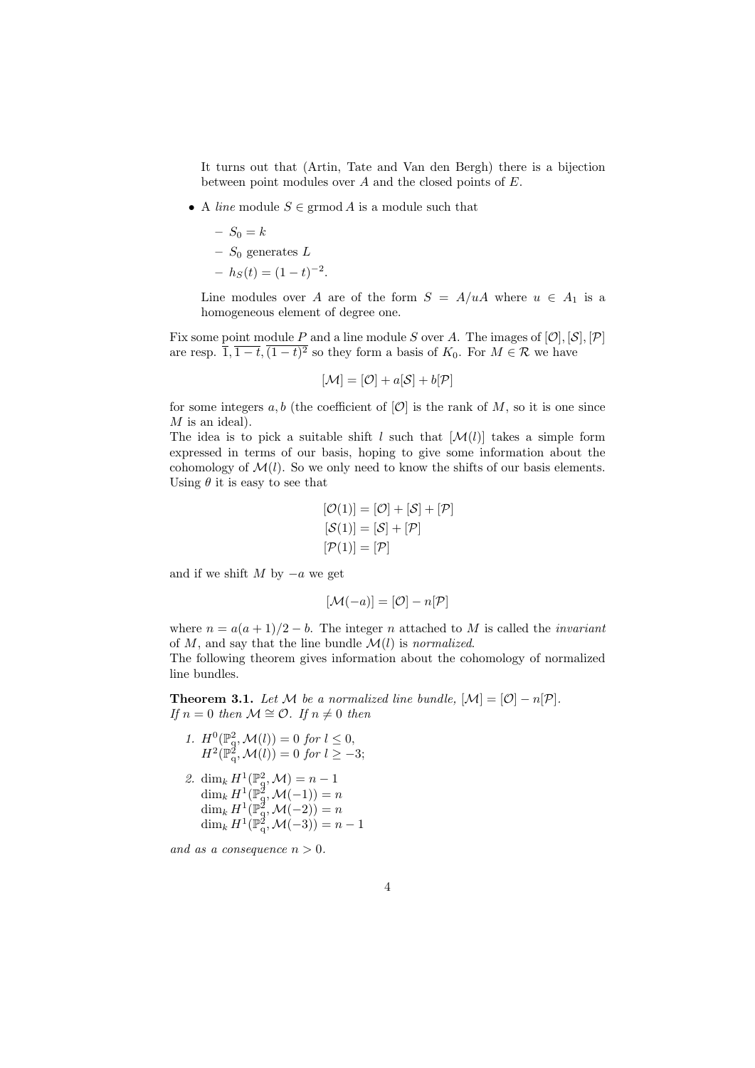It turns out that (Artin, Tate and Van den Bergh) there is a bijection between point modules over $A$ and the closed points of $E$.

- A *line* module $S \in \operatorname{grmod} A$ is a module such that
  - $S_0 = k$
  - $S_0$ generates $L$
  - $h_S(t) = (1-t)^{-2}$.

  Line modules over $A$ are of the form $S = A/uA$ where $u \in A_1$ is a homogeneous element of degree one.

Fix some point module $P$ and a line module $S$ over $A$. The images of $[\mathcal{O}], [\mathcal{S}], [\mathcal{P}]$ are resp. $\overline{1}, \overline{1-t}, \overline{(1-t)^2}$ so they form a basis of $K_0$. For $M \in \mathcal{R}$ we have

$$[\mathcal{M}] = [\mathcal{O}] + a[\mathcal{S}] + b[\mathcal{P}]$$

for some integers $a, b$ (the coefficient of $[\mathcal{O}]$ is the rank of $M$, so it is one since $M$ is an ideal).
The idea is to pick a suitable shift $l$ such that $[\mathcal{M}(l)]$ takes a simple form expressed in terms of our basis, hoping to give some information about the cohomology of $\mathcal{M}(l)$. So we only need to know the shifts of our basis elements. Using $\theta$ it is easy to see that

$$\begin{aligned}
[\mathcal{O}(1)] &= [\mathcal{O}] + [\mathcal{S}] + [\mathcal{P}] \\
[\mathcal{S}(1)] &= [\mathcal{S}] + [\mathcal{P}] \\
[\mathcal{P}(1)] &= [\mathcal{P}]
\end{aligned}$$

and if we shift $M$ by $-a$ we get

$$[\mathcal{M}(-a)] = [\mathcal{O}] - n[\mathcal{P}]$$

where $n = a(a+1)/2 - b$. The integer $n$ attached to $M$ is called the *invariant* of $M$, and say that the line bundle $\mathcal{M}(l)$ is *normalized*.
The following theorem gives information about the cohomology of normalized line bundles.

**Theorem 3.1.** *Let $\mathcal{M}$ be a normalized line bundle, $[\mathcal{M}] = [\mathcal{O}] - n[\mathcal{P}]$. If $n = 0$ then $\mathcal{M} \cong \mathcal{O}$. If $n \neq 0$ then*

1. $H^0(\mathbb{P}^2_q, \mathcal{M}(l)) = 0$ *for* $l \leq 0$,
   $H^2(\mathbb{P}^2_q, \mathcal{M}(l)) = 0$ *for* $l \geq -3$;
2. $\dim_k H^1(\mathbb{P}^2_q, \mathcal{M}) = n - 1$
   $\dim_k H^1(\mathbb{P}^2_q, \mathcal{M}(-1)) = n$
   $\dim_k H^1(\mathbb{P}^2_q, \mathcal{M}(-2)) = n$
   $\dim_k H^1(\mathbb{P}^2_q, \mathcal{M}(-3)) = n - 1$

*and as a consequence $n > 0$.*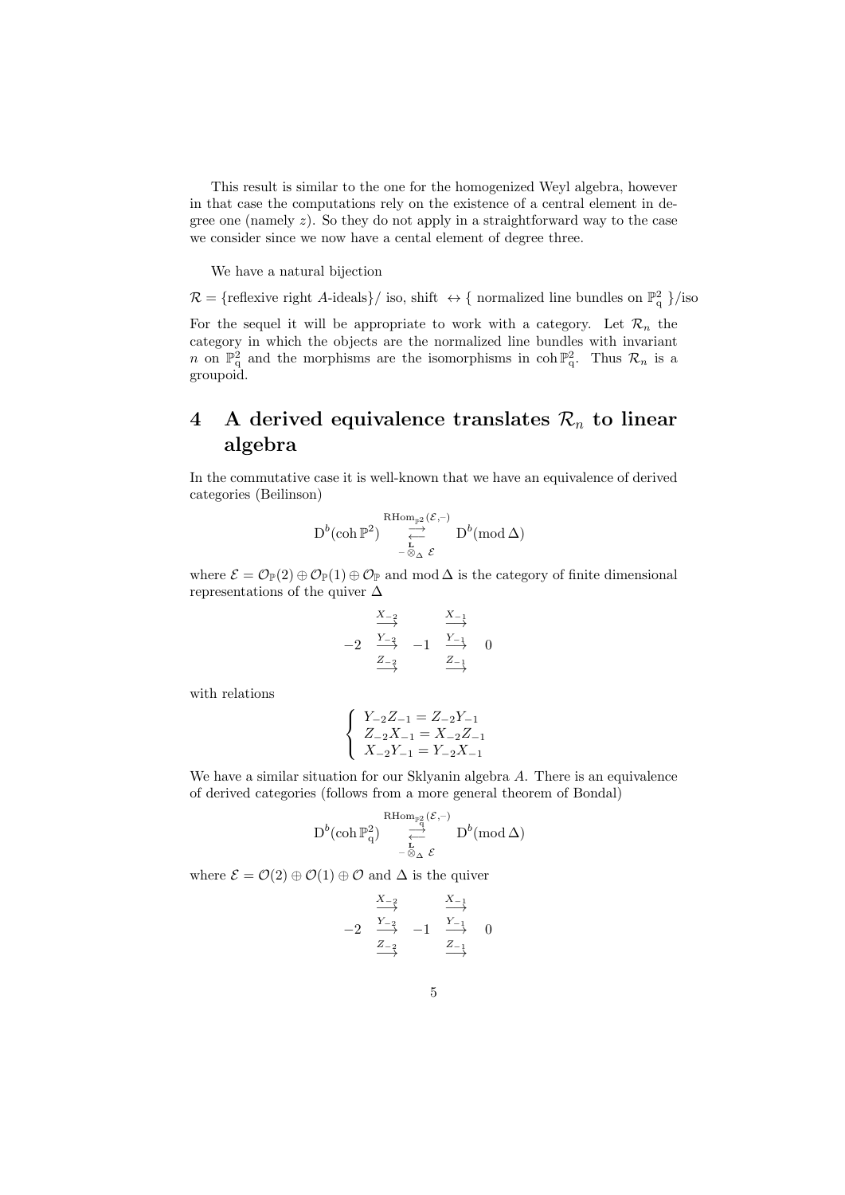This result is similar to the one for the homogenized Weyl algebra, however in that case the computations rely on the existence of a central element in degree one (namely $z$). So they do not apply in a straightforward way to the case we consider since we now have a cental element of degree three.

We have a natural bijection

$$\mathcal{R} = \{\text{reflexive right } A\text{-ideals}\}/\text{ iso, shift } \leftrightarrow \{ \text{ normalized line bundles on } \mathbb{P}^2_q \ \}/\text{iso}$$

For the sequel it will be appropriate to work with a category. Let $\mathcal{R}_n$ the category in which the objects are the normalized line bundles with invariant $n$ on $\mathbb{P}^2_q$ and the morphisms are the isomorphisms in $\operatorname{coh} \mathbb{P}^2_q$. Thus $\mathcal{R}_n$ is a groupoid.

# 4 A derived equivalence translates $\mathcal{R}_n$ to linear algebra

In the commutative case it is well-known that we have an equivalence of derived categories (Beilinson)

$$\mathrm{D}^b(\operatorname{coh} \mathbb{P}^2) \underset{-\overset{\mathbf{L}}{\otimes}_\Delta \mathcal{E}}{\overset{\mathrm{RHom}_{\mathbb{P}^2}(\mathcal{E},-)}{\rightleftarrows}} \mathrm{D}^b(\operatorname{mod} \Delta)$$

where $\mathcal{E} = \mathcal{O}_{\mathbb{P}}(2) \oplus \mathcal{O}_{\mathbb{P}}(1) \oplus \mathcal{O}_{\mathbb{P}}$ and $\operatorname{mod} \Delta$ is the category of finite dimensional representations of the quiver $\Delta$

$$-2 \ \overset{X_{-2}}{\underset{Z_{-2}}{\overset{Y_{-2}}{\longrightarrow}}} \ -1 \ \overset{X_{-1}}{\underset{Z_{-1}}{\overset{Y_{-1}}{\longrightarrow}}} \ 0$$

with relations

$$\begin{cases} Y_{-2}Z_{-1} = Z_{-2}Y_{-1} \\ Z_{-2}X_{-1} = X_{-2}Z_{-1} \\ X_{-2}Y_{-1} = Y_{-2}X_{-1} \end{cases}$$

We have a similar situation for our Sklyanin algebra $A$. There is an equivalence of derived categories (follows from a more general theorem of Bondal)

$$\mathrm{D}^b(\operatorname{coh} \mathbb{P}^2_q) \underset{-\overset{\mathbf{L}}{\otimes}_\Delta \mathcal{E}}{\overset{\mathrm{RHom}_{\mathbb{P}^2_q}(\mathcal{E},-)}{\rightleftarrows}} \mathrm{D}^b(\operatorname{mod} \Delta)$$

where $\mathcal{E} = \mathcal{O}(2) \oplus \mathcal{O}(1) \oplus \mathcal{O}$ and $\Delta$ is the quiver

$$-2 \ \overset{X_{-2}}{\underset{Z_{-2}}{\overset{Y_{-2}}{\longrightarrow}}} \ -1 \ \overset{X_{-1}}{\underset{Z_{-1}}{\overset{Y_{-1}}{\longrightarrow}}} \ 0$$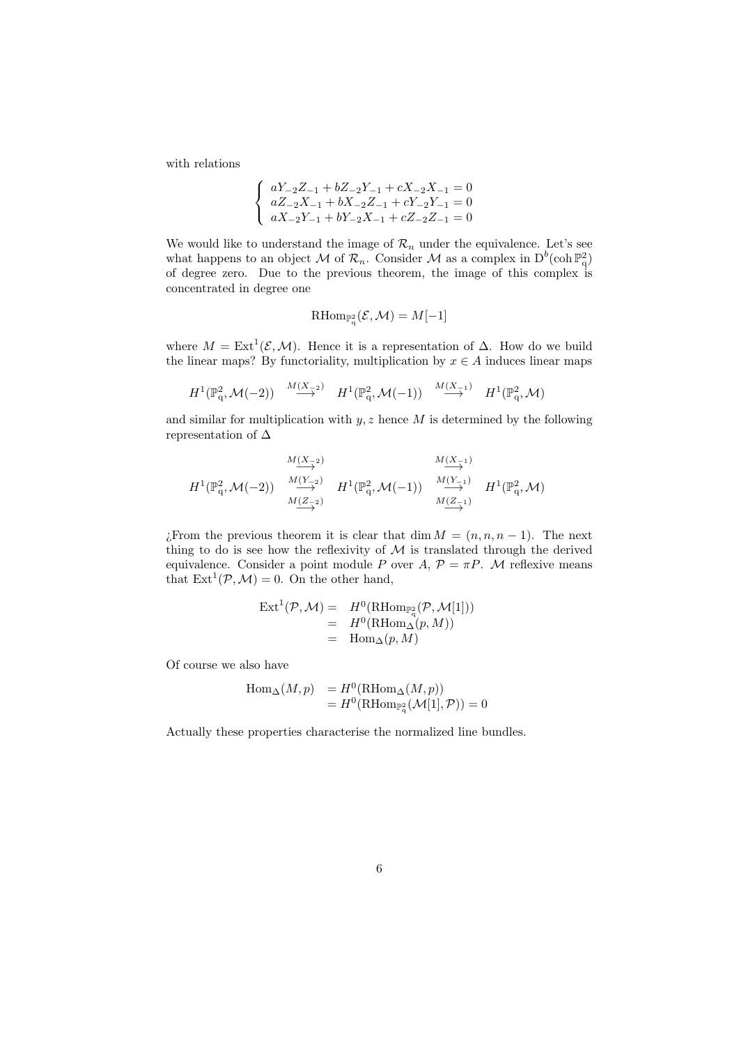with relations

$$\begin{cases} aY_{-2}Z_{-1} + bZ_{-2}Y_{-1} + cX_{-2}X_{-1} = 0 \\ aZ_{-2}X_{-1} + bX_{-2}Z_{-1} + cY_{-2}Y_{-1} = 0 \\ aX_{-2}Y_{-1} + bY_{-2}X_{-1} + cZ_{-2}Z_{-1} = 0 \end{cases}$$

We would like to understand the image of $\mathcal{R}_n$ under the equivalence. Let's see what happens to an object $\mathcal{M}$ of $\mathcal{R}_n$. Consider $\mathcal{M}$ as a complex in $\mathrm{D}^b(\operatorname{coh}\mathbb{P}^2_q)$ of degree zero. Due to the previous theorem, the image of this complex is concentrated in degree one

$$\mathrm{RHom}_{\mathbb{P}^2_q}(\mathcal{E}, \mathcal{M}) = M[-1]$$

where $M = \mathrm{Ext}^1(\mathcal{E}, \mathcal{M})$. Hence it is a representation of $\Delta$. How do we build the linear maps? By functoriality, multiplication by $x \in A$ induces linear maps

$$H^1(\mathbb{P}^2_q, \mathcal{M}(-2)) \overset{M(X_{-2})}{\longrightarrow} H^1(\mathbb{P}^2_q, \mathcal{M}(-1)) \overset{M(X_{-1})}{\longrightarrow} H^1(\mathbb{P}^2_q, \mathcal{M})$$

and similar for multiplication with $y, z$ hence $M$ is determined by the following representation of $\Delta$

$$H^1(\mathbb{P}^2_q, \mathcal{M}(-2)) \begin{array}{c} \overset{M(X_{-2})}{\longrightarrow} \\ \overset{M(Y_{-2})}{\longrightarrow} \\ \overset{M(Z_{-2})}{\longrightarrow} \end{array} H^1(\mathbb{P}^2_q, \mathcal{M}(-1)) \begin{array}{c} \overset{M(X_{-1})}{\longrightarrow} \\ \overset{M(Y_{-1})}{\longrightarrow} \\ \overset{M(Z_{-1})}{\longrightarrow} \end{array} H^1(\mathbb{P}^2_q, \mathcal{M})$$

¿From the previous theorem it is clear that $\dim M = (n, n, n-1)$. The next thing to do is see how the reflexivity of $\mathcal{M}$ is translated through the derived equivalence. Consider a point module $P$ over $A$, $\mathcal{P} = \pi P$. $\mathcal{M}$ reflexive means that $\mathrm{Ext}^1(\mathcal{P}, \mathcal{M}) = 0$. On the other hand,

$$\begin{aligned} \mathrm{Ext}^1(\mathcal{P}, \mathcal{M}) &= H^0(\mathrm{RHom}_{\mathbb{P}^2_q}(\mathcal{P}, \mathcal{M}[1])) \\ &= H^0(\mathrm{RHom}_{\Delta}(p, M)) \\ &= \mathrm{Hom}_{\Delta}(p, M) \end{aligned}$$

Of course we also have

$$\begin{aligned} \mathrm{Hom}_{\Delta}(M, p) &= H^0(\mathrm{RHom}_{\Delta}(M, p)) \\ &= H^0(\mathrm{RHom}_{\mathbb{P}^2_q}(\mathcal{M}[1], \mathcal{P})) = 0 \end{aligned}$$

Actually these properties characterise the normalized line bundles.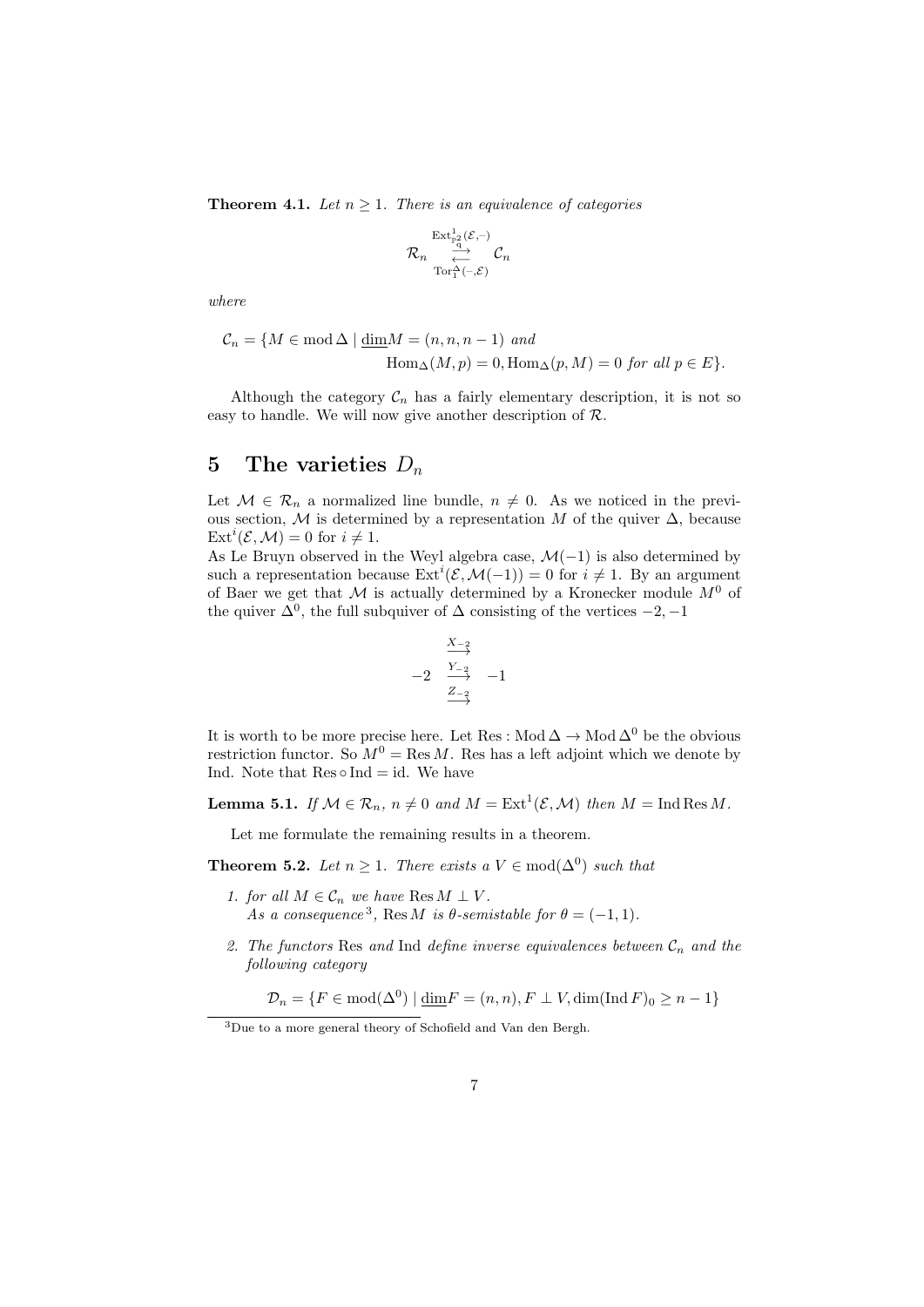**Theorem 4.1.** *Let $n \geq 1$. There is an equivalence of categories*

$$\mathcal{R}_n \underset{\operatorname{Tor}_1^{\Delta}(-,\mathcal{E})}{\overset{\operatorname{Ext}^1_{\mathbb{P}^2_q}(\mathcal{E},-)}{\rightleftarrows}} \mathcal{C}_n$$

*where*

$$\mathcal{C}_n = \{M \in \operatorname{mod}\Delta \mid \underline{\dim} M = (n,n,n-1) \text{ and}$$
$$\operatorname{Hom}_\Delta(M,p) = 0, \operatorname{Hom}_\Delta(p,M) = 0 \text{ for all } p \in E\}.$$

Although the category $\mathcal{C}_n$ has a fairly elementary description, it is not so easy to handle. We will now give another description of $\mathcal{R}$.

# 5 The varieties $D_n$

Let $\mathcal{M} \in \mathcal{R}_n$ a normalized line bundle, $n \neq 0$. As we noticed in the previous section, $\mathcal{M}$ is determined by a representation $M$ of the quiver $\Delta$, because $\operatorname{Ext}^i(\mathcal{E},\mathcal{M}) = 0$ for $i \neq 1$.
As Le Bruyn observed in the Weyl algebra case, $\mathcal{M}(-1)$ is also determined by such a representation because $\operatorname{Ext}^i(\mathcal{E},\mathcal{M}(-1)) = 0$ for $i \neq 1$. By an argument of Baer we get that $\mathcal{M}$ is actually determined by a Kronecker module $M^0$ of the quiver $\Delta^0$, the full subquiver of $\Delta$ consisting of the vertices $-2,-1$

$$-2 \;\overset{X_{-2}}{\underset{Z_{-2}}{\overset{\xrightarrow{Y_{-2}}}{\longrightarrow}}}\; -1$$

It is worth to be more precise here. Let $\operatorname{Res} : \operatorname{Mod}\Delta \to \operatorname{Mod}\Delta^0$ be the obvious restriction functor. So $M^0 = \operatorname{Res} M$. Res has a left adjoint which we denote by Ind. Note that $\operatorname{Res} \circ \operatorname{Ind} = \operatorname{id}$. We have

**Lemma 5.1.** *If $\mathcal{M} \in \mathcal{R}_n$, $n \neq 0$ and $M = \operatorname{Ext}^1(\mathcal{E},\mathcal{M})$ then $M = \operatorname{Ind}\operatorname{Res} M$.*

Let me formulate the remaining results in a theorem.

**Theorem 5.2.** *Let $n \geq 1$. There exists a $V \in \operatorname{mod}(\Delta^0)$ such that*

1. *for all $M \in \mathcal{C}_n$ we have $\operatorname{Res} M \perp V$.*
   *As a consequence*[3]*, $\operatorname{Res} M$ is $\theta$-semistable for $\theta = (-1,1)$.*

2. *The functors* Res *and* Ind *define inverse equivalences between $\mathcal{C}_n$ and the following category*

$$\mathcal{D}_n = \{F \in \operatorname{mod}(\Delta^0) \mid \underline{\dim} F = (n,n), F \perp V, \dim(\operatorname{Ind} F)_0 \geq n-1\}$$

[3] Due to a more general theory of Schofield and Van den Bergh.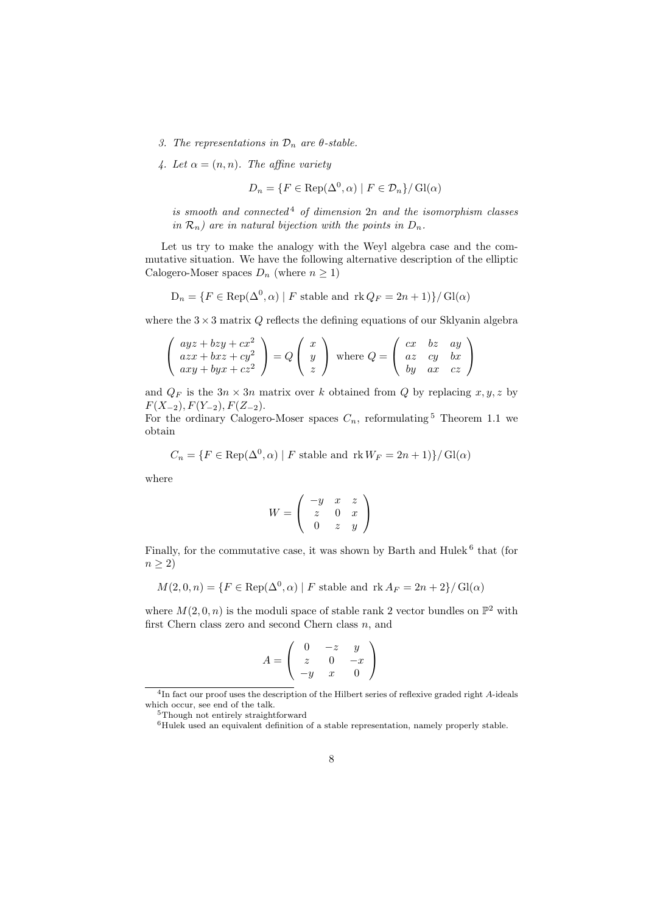3. *The representations in $\mathcal{D}_n$ are $\theta$-stable.*

4. *Let $\alpha = (n, n)$. The affine variety*

$$D_n = \{F \in \operatorname{Rep}(\Delta^0, \alpha) \mid F \in \mathcal{D}_n\} / \operatorname{Gl}(\alpha)$$

*is smooth and connected*[4] *of dimension $2n$ and the isomorphism classes in $\mathcal{R}_n$) are in natural bijection with the points in $D_n$.*

Let us try to make the analogy with the Weyl algebra case and the commutative situation. We have the following alternative description of the elliptic Calogero-Moser spaces $D_n$ (where $n \geq 1$)

$$\mathrm{D}_n = \{F \in \operatorname{Rep}(\Delta^0, \alpha) \mid F \text{ stable and } \operatorname{rk} Q_F = 2n + 1)\} / \operatorname{Gl}(\alpha)$$

where the $3 \times 3$ matrix $Q$ reflects the defining equations of our Sklyanin algebra

$$\begin{pmatrix} ayz + bzy + cx^2 \\ azx + bxz + cy^2 \\ axy + byx + cz^2 \end{pmatrix} = Q \begin{pmatrix} x \\ y \\ z \end{pmatrix} \text{ where } Q = \begin{pmatrix} cx & bz & ay \\ az & cy & bx \\ by & ax & cz \end{pmatrix}$$

and $Q_F$ is the $3n \times 3n$ matrix over $k$ obtained from $Q$ by replacing $x, y, z$ by $F(X_{-2}), F(Y_{-2}), F(Z_{-2})$.
For the ordinary Calogero-Moser spaces $C_n$, reformulating[5] Theorem 1.1 we obtain

$$C_n = \{F \in \operatorname{Rep}(\Delta^0, \alpha) \mid F \text{ stable and } \operatorname{rk} W_F = 2n + 1)\} / \operatorname{Gl}(\alpha)$$

where

$$W = \begin{pmatrix} -y & x & z \\ z & 0 & x \\ 0 & z & y \end{pmatrix}$$

Finally, for the commutative case, it was shown by Barth and Hulek[6] that (for $n \geq 2$)

$$M(2, 0, n) = \{F \in \operatorname{Rep}(\Delta^0, \alpha) \mid F \text{ stable and } \operatorname{rk} A_F = 2n + 2\} / \operatorname{Gl}(\alpha)$$

where $M(2, 0, n)$ is the moduli space of stable rank 2 vector bundles on $\mathbb{P}^2$ with first Chern class zero and second Chern class $n$, and

$$A = \begin{pmatrix} 0 & -z & y \\ z & 0 & -x \\ -y & x & 0 \end{pmatrix}$$

---

[4] In fact our proof uses the description of the Hilbert series of reflexive graded right $A$-ideals which occur, see end of the talk.

[5] Though not entirely straightforward

[6] Hulek used an equivalent definition of a stable representation, namely properly stable.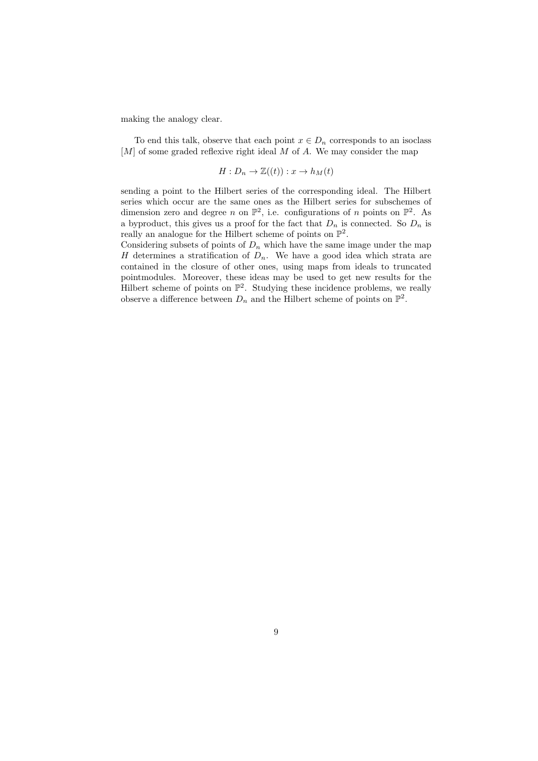making the analogy clear.

To end this talk, observe that each point $x \in D_n$ corresponds to an isoclass $[M]$ of some graded reflexive right ideal $M$ of $A$. We may consider the map

$$H : D_n \to \mathbb{Z}((t)) : x \to h_M(t)$$

sending a point to the Hilbert series of the corresponding ideal. The Hilbert series which occur are the same ones as the Hilbert series for subschemes of dimension zero and degree $n$ on $\mathbb{P}^2$, i.e. configurations of $n$ points on $\mathbb{P}^2$. As a byproduct, this gives us a proof for the fact that $D_n$ is connected. So $D_n$ is really an analogue for the Hilbert scheme of points on $\mathbb{P}^2$.

Considering subsets of points of $D_n$ which have the same image under the map $H$ determines a stratification of $D_n$. We have a good idea which strata are contained in the closure of other ones, using maps from ideals to truncated pointmodules. Moreover, these ideas may be used to get new results for the Hilbert scheme of points on $\mathbb{P}^2$. Studying these incidence problems, we really observe a difference between $D_n$ and the Hilbert scheme of points on $\mathbb{P}^2$.